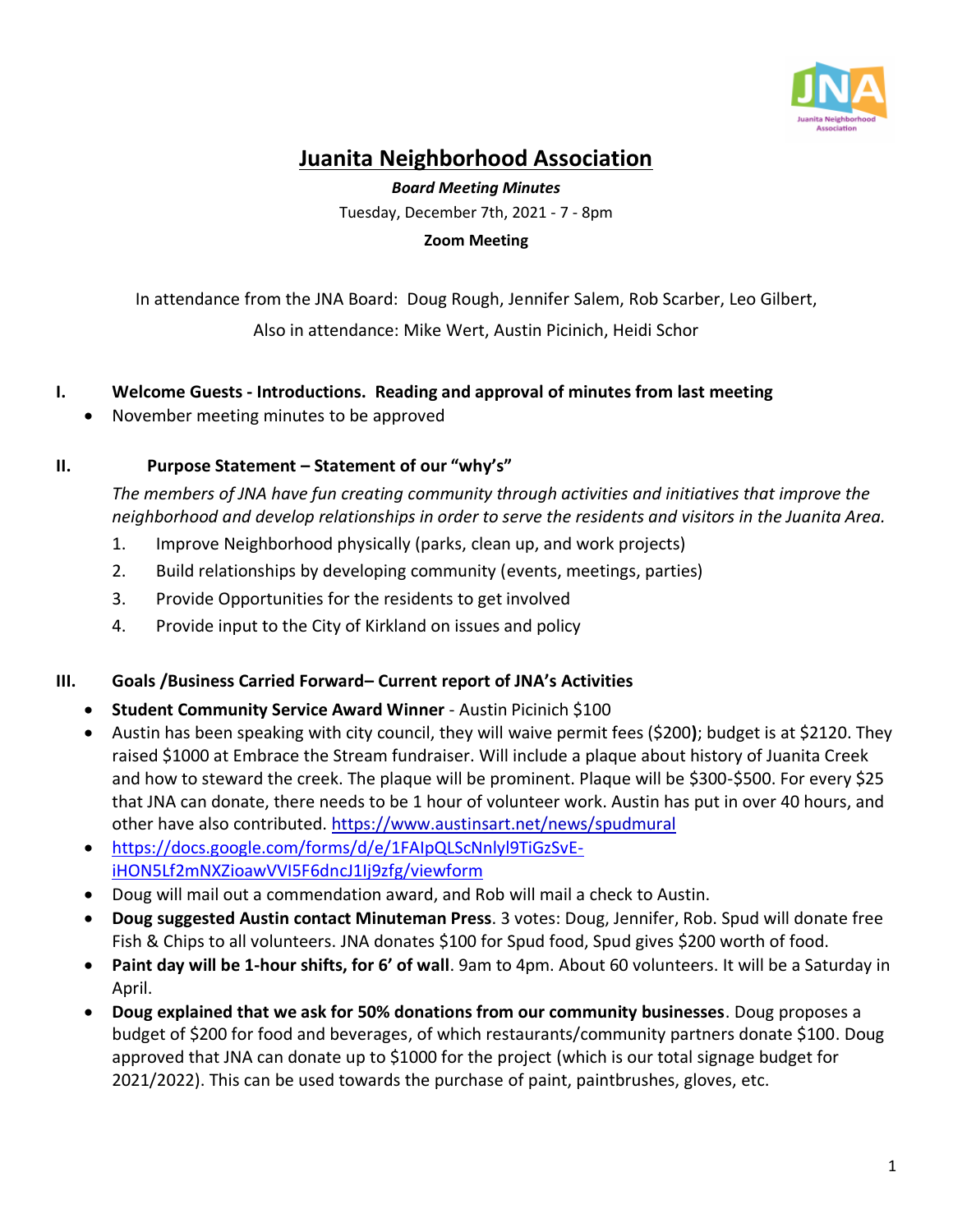# Juanita Neighborhood Association

***Board Meeting Minutes***

Tuesday, December 7th, 2021 - 7 - 8pm

**Zoom Meeting**

In attendance from the JNA Board: Doug Rough, Jennifer Salem, Rob Scarber, Leo Gilbert,

Also in attendance: Mike Wert, Austin Picinich, Heidi Schor

## I. Welcome Guests - Introductions. Reading and approval of minutes from last meeting

- November meeting minutes to be approved

## II. Purpose Statement – Statement of our "why's"

*The members of JNA have fun creating community through activities and initiatives that improve the neighborhood and develop relationships in order to serve the residents and visitors in the Juanita Area.*

1. Improve Neighborhood physically (parks, clean up, and work projects)
2. Build relationships by developing community (events, meetings, parties)
3. Provide Opportunities for the residents to get involved
4. Provide input to the City of Kirkland on issues and policy

## III. Goals /Business Carried Forward– Current report of JNA's Activities

- **Student Community Service Award Winner** - Austin Picinich $100
- Austin has been speaking with city council, they will waive permit fees ($200**)**; budget is at $2120. They raised $1000 at Embrace the Stream fundraiser. Will include a plaque about history of Juanita Creek and how to steward the creek. The plaque will be prominent. Plaque will be $300-$500. For every $25 that JNA can donate, there needs to be 1 hour of volunteer work. Austin has put in over 40 hours, and other have also contributed. https://www.austinsart.net/news/spudmural
- https://docs.google.com/forms/d/e/1FAIpQLScNnlyl9TiGzSvE-iHON5Lf2mNXZioawVVI5F6dncJ1Ij9zfg/viewform
- Doug will mail out a commendation award, and Rob will mail a check to Austin.
- **Doug suggested Austin contact Minuteman Press**. 3 votes: Doug, Jennifer, Rob. Spud will donate free Fish & Chips to all volunteers. JNA donates $100 for Spud food, Spud gives $200 worth of food.
- **Paint day will be 1-hour shifts, for 6' of wall**. 9am to 4pm. About 60 volunteers. It will be a Saturday in April.
- **Doug explained that we ask for 50% donations from our community businesses**. Doug proposes a budget of $200 for food and beverages, of which restaurants/community partners donate $100. Doug approved that JNA can donate up to $1000 for the project (which is our total signage budget for 2021/2022). This can be used towards the purchase of paint, paintbrushes, gloves, etc.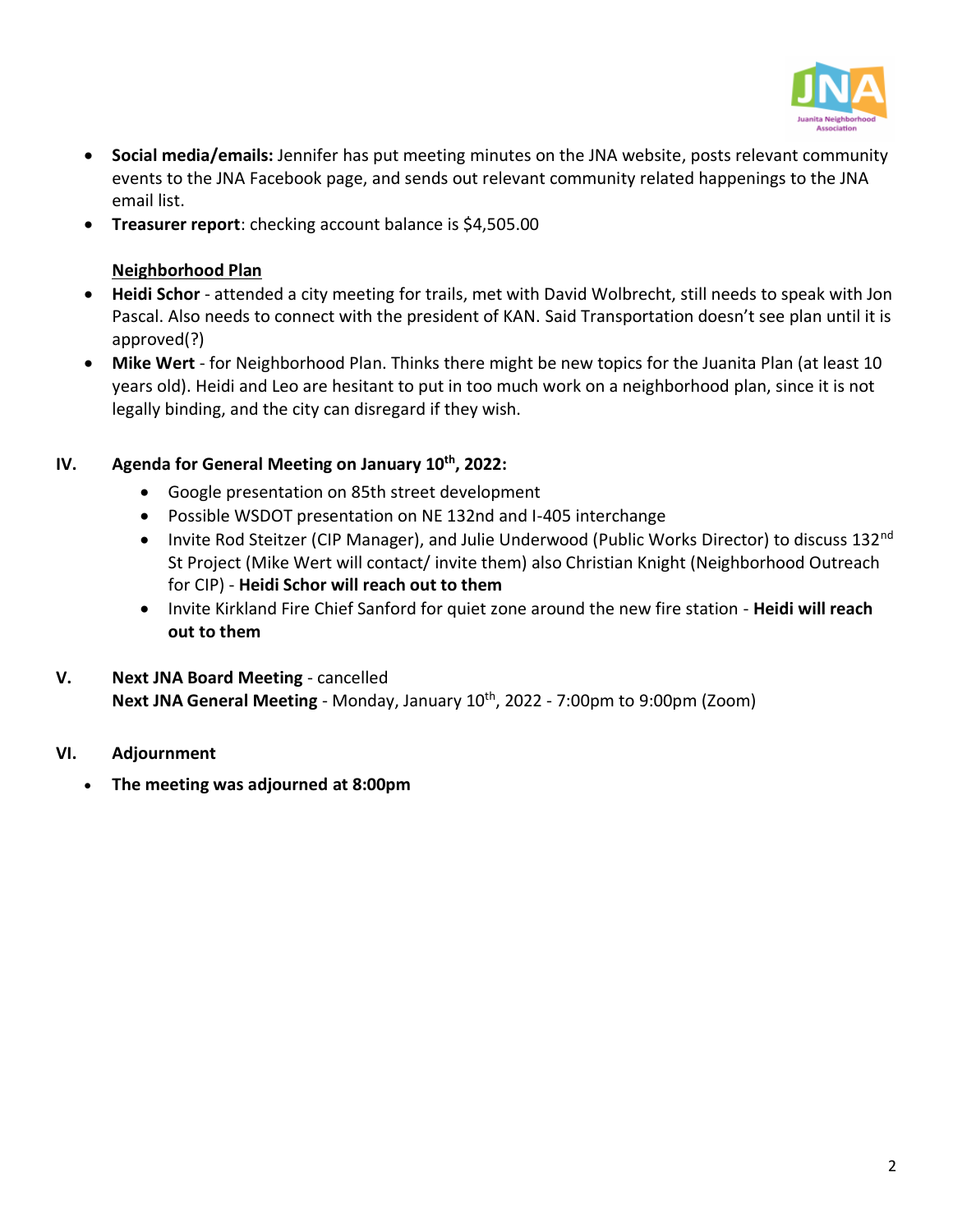- **Social media/emails:** Jennifer has put meeting minutes on the JNA website, posts relevant community events to the JNA Facebook page, and sends out relevant community related happenings to the JNA email list.
- **Treasurer report**: checking account balance is $4,505.00

**<u>Neighborhood Plan</u>**

- **Heidi Schor** - attended a city meeting for trails, met with David Wolbrecht, still needs to speak with Jon Pascal. Also needs to connect with the president of KAN. Said Transportation doesn't see plan until it is approved(?)
- **Mike Wert** - for Neighborhood Plan. Thinks there might be new topics for the Juanita Plan (at least 10 years old). Heidi and Leo are hesitant to put in too much work on a neighborhood plan, since it is not legally binding, and the city can disregard if they wish.

## IV. Agenda for General Meeting on January 10th, 2022:

- Google presentation on 85th street development
- Possible WSDOT presentation on NE 132nd and I-405 interchange
- Invite Rod Steitzer (CIP Manager), and Julie Underwood (Public Works Director) to discuss 132nd St Project (Mike Wert will contact/ invite them) also Christian Knight (Neighborhood Outreach for CIP) - **Heidi Schor will reach out to them**
- Invite Kirkland Fire Chief Sanford for quiet zone around the new fire station - **Heidi will reach out to them**

## V. Next JNA Board Meeting - cancelled

**Next JNA General Meeting** - Monday, January 10th, 2022 - 7:00pm to 9:00pm (Zoom)

## VI. Adjournment

- **The meeting was adjourned at 8:00pm**